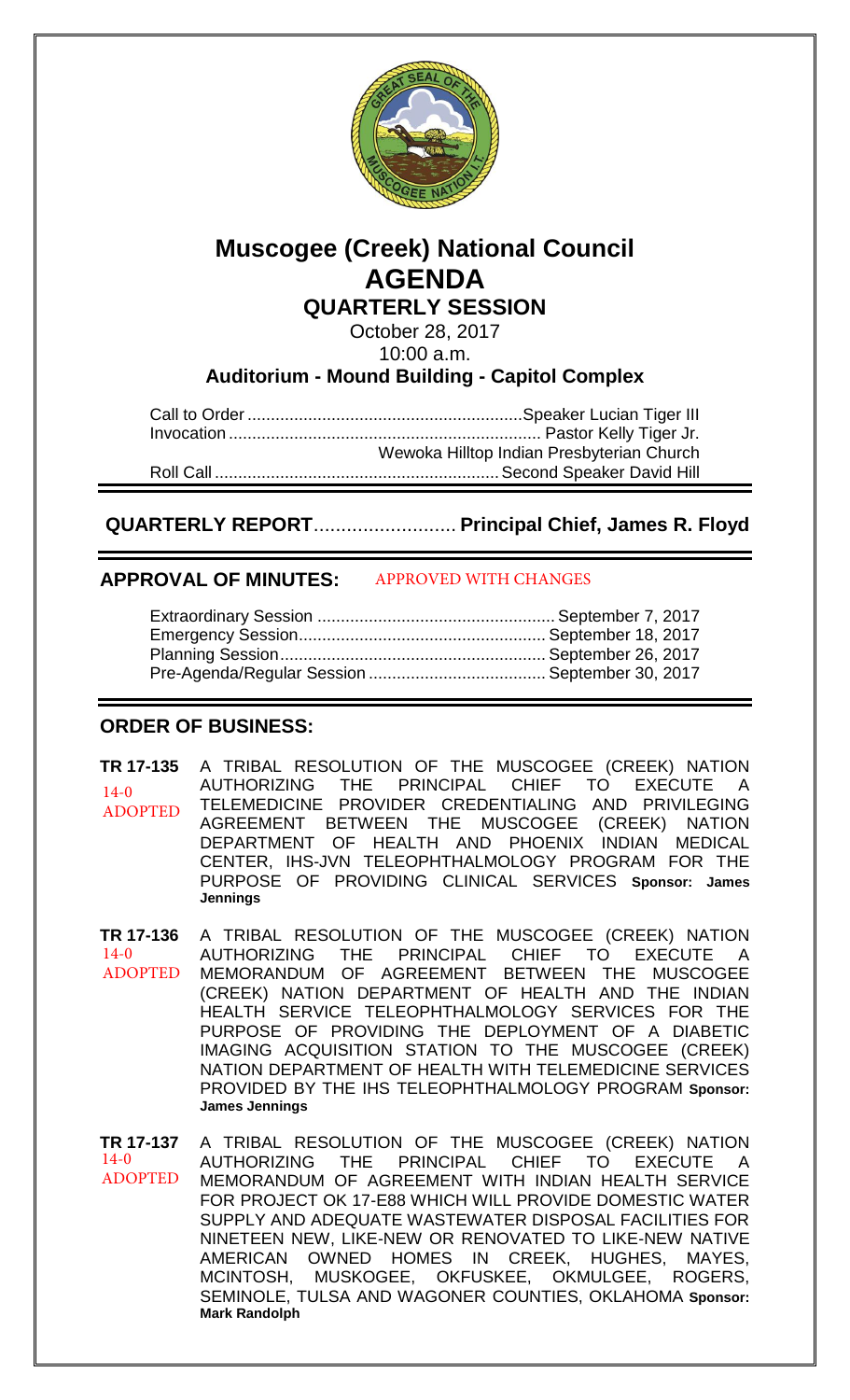# Muscogee (Creek) National Council
# AGENDA
## QUARTERLY SESSION

October 28, 2017

10:00 a.m.

**Auditorium - Mound Building - Capitol Complex**

Call to Order ........................................................... Speaker Lucian Tiger III

Invocation .................................................................. Pastor Kelly Tiger Jr.
Wewoka Hilltop Indian Presbyterian Church

Roll Call ............................................................. Second Speaker David Hill

---

**QUARTERLY REPORT**.......................... **Principal Chief, James R. Floyd**

---

**APPROVAL OF MINUTES:** APPROVED WITH CHANGES

Extraordinary Session .................................................. September 7, 2017

Emergency Session..................................................... September 18, 2017

Planning Session......................................................... September 26, 2017

Pre-Agenda/Regular Session ...................................... September 30, 2017

---

## ORDER OF BUSINESS:

**TR 17-135** 14-0 ADOPTED — A TRIBAL RESOLUTION OF THE MUSCOGEE (CREEK) NATION AUTHORIZING THE PRINCIPAL CHIEF TO EXECUTE A TELEMEDICINE PROVIDER CREDENTIALING AND PRIVILEGING AGREEMENT BETWEEN THE MUSCOGEE (CREEK) NATION DEPARTMENT OF HEALTH AND PHOENIX INDIAN MEDICAL CENTER, IHS-JVN TELEOPHTHALMOLOGY PROGRAM FOR THE PURPOSE OF PROVIDING CLINICAL SERVICES **Sponsor: James Jennings**

**TR 17-136** 14-0 ADOPTED — A TRIBAL RESOLUTION OF THE MUSCOGEE (CREEK) NATION AUTHORIZING THE PRINCIPAL CHIEF TO EXECUTE A MEMORANDUM OF AGREEMENT BETWEEN THE MUSCOGEE (CREEK) NATION DEPARTMENT OF HEALTH AND THE INDIAN HEALTH SERVICE TELEOPHTHALMOLOGY SERVICES FOR THE PURPOSE OF PROVIDING THE DEPLOYMENT OF A DIABETIC IMAGING ACQUISITION STATION TO THE MUSCOGEE (CREEK) NATION DEPARTMENT OF HEALTH WITH TELEMEDICINE SERVICES PROVIDED BY THE IHS TELEOPHTHALMOLOGY PROGRAM **Sponsor: James Jennings**

**TR 17-137** 14-0 ADOPTED — A TRIBAL RESOLUTION OF THE MUSCOGEE (CREEK) NATION AUTHORIZING THE PRINCIPAL CHIEF TO EXECUTE A MEMORANDUM OF AGREEMENT WITH INDIAN HEALTH SERVICE FOR PROJECT OK 17-E88 WHICH WILL PROVIDE DOMESTIC WATER SUPPLY AND ADEQUATE WASTEWATER DISPOSAL FACILITIES FOR NINETEEN NEW, LIKE-NEW OR RENOVATED TO LIKE-NEW NATIVE AMERICAN OWNED HOMES IN CREEK, HUGHES, MAYES, MCINTOSH, MUSKOGEE, OKFUSKEE, OKMULGEE, ROGERS, SEMINOLE, TULSA AND WAGONER COUNTIES, OKLAHOMA **Sponsor: Mark Randolph**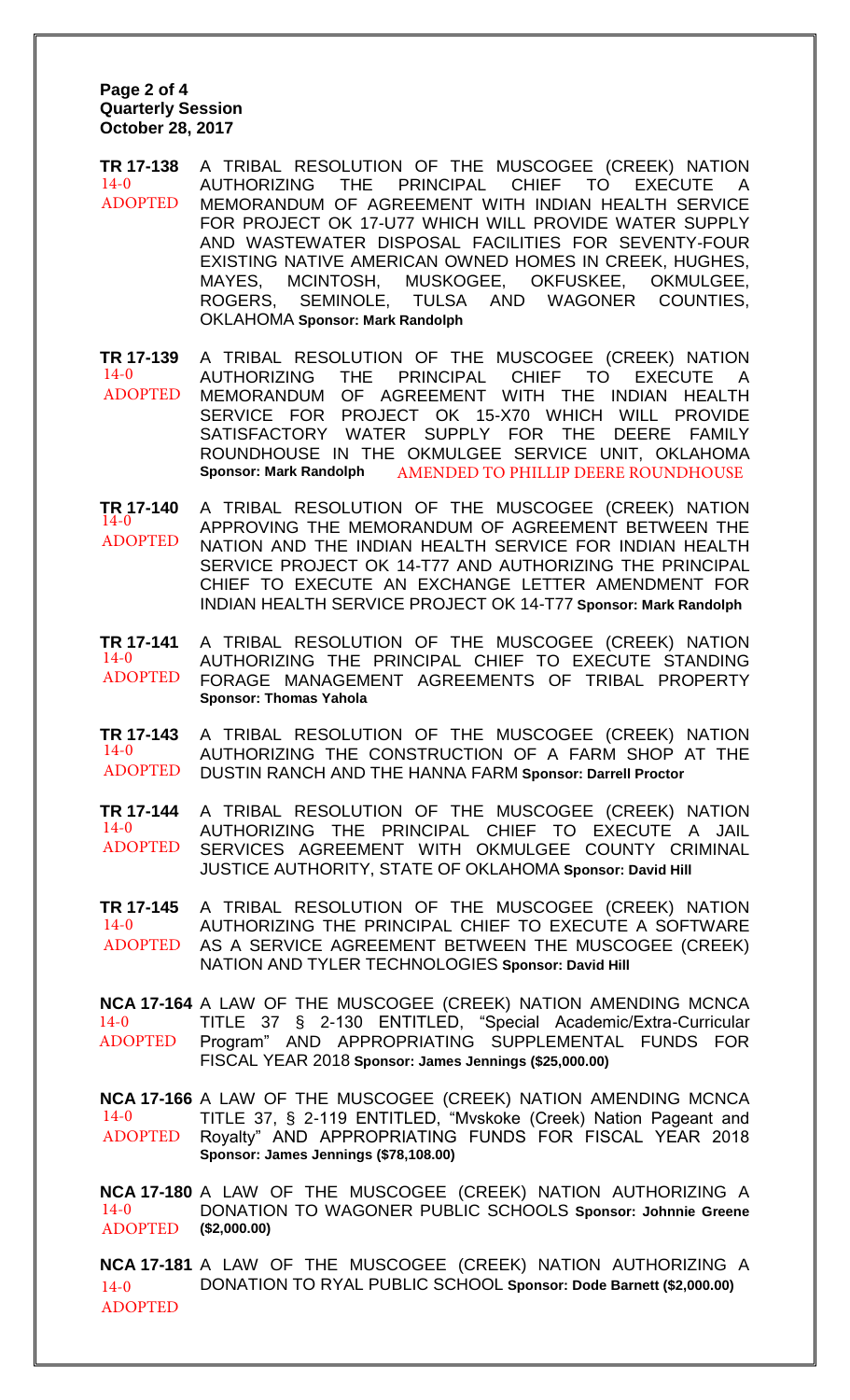**Page 2 of 4**
**Quarterly Session**
**October 28, 2017**

**TR 17-138** A TRIBAL RESOLUTION OF THE MUSCOGEE (CREEK) NATION AUTHORIZING THE PRINCIPAL CHIEF TO EXECUTE A MEMORANDUM OF AGREEMENT WITH INDIAN HEALTH SERVICE FOR PROJECT OK 17-U77 WHICH WILL PROVIDE WATER SUPPLY AND WASTEWATER DISPOSAL FACILITIES FOR SEVENTY-FOUR EXISTING NATIVE AMERICAN OWNED HOMES IN CREEK, HUGHES, MAYES, MCINTOSH, MUSKOGEE, OKFUSKEE, OKMULGEE, ROGERS, SEMINOLE, TULSA AND WAGONER COUNTIES, OKLAHOMA **Sponsor: Mark Randolph**
14-0
ADOPTED

**TR 17-139** A TRIBAL RESOLUTION OF THE MUSCOGEE (CREEK) NATION AUTHORIZING THE PRINCIPAL CHIEF TO EXECUTE A MEMORANDUM OF AGREEMENT WITH THE INDIAN HEALTH SERVICE FOR PROJECT OK 15-X70 WHICH WILL PROVIDE SATISFACTORY WATER SUPPLY FOR THE DEERE FAMILY ROUNDHOUSE IN THE OKMULGEE SERVICE UNIT, OKLAHOMA **Sponsor: Mark Randolph** AMENDED TO PHILLIP DEERE ROUNDHOUSE
14-0
ADOPTED

**TR 17-140** A TRIBAL RESOLUTION OF THE MUSCOGEE (CREEK) NATION APPROVING THE MEMORANDUM OF AGREEMENT BETWEEN THE NATION AND THE INDIAN HEALTH SERVICE FOR INDIAN HEALTH SERVICE PROJECT OK 14-T77 AND AUTHORIZING THE PRINCIPAL CHIEF TO EXECUTE AN EXCHANGE LETTER AMENDMENT FOR INDIAN HEALTH SERVICE PROJECT OK 14-T77 **Sponsor: Mark Randolph**
14-0
ADOPTED

**TR 17-141** A TRIBAL RESOLUTION OF THE MUSCOGEE (CREEK) NATION AUTHORIZING THE PRINCIPAL CHIEF TO EXECUTE STANDING FORAGE MANAGEMENT AGREEMENTS OF TRIBAL PROPERTY **Sponsor: Thomas Yahola**
14-0
ADOPTED

**TR 17-143** A TRIBAL RESOLUTION OF THE MUSCOGEE (CREEK) NATION AUTHORIZING THE CONSTRUCTION OF A FARM SHOP AT THE DUSTIN RANCH AND THE HANNA FARM **Sponsor: Darrell Proctor**
14-0
ADOPTED

**TR 17-144** A TRIBAL RESOLUTION OF THE MUSCOGEE (CREEK) NATION AUTHORIZING THE PRINCIPAL CHIEF TO EXECUTE A JAIL SERVICES AGREEMENT WITH OKMULGEE COUNTY CRIMINAL JUSTICE AUTHORITY, STATE OF OKLAHOMA **Sponsor: David Hill**
14-0
ADOPTED

**TR 17-145** A TRIBAL RESOLUTION OF THE MUSCOGEE (CREEK) NATION AUTHORIZING THE PRINCIPAL CHIEF TO EXECUTE A SOFTWARE AS A SERVICE AGREEMENT BETWEEN THE MUSCOGEE (CREEK) NATION AND TYLER TECHNOLOGIES **Sponsor: David Hill**
14-0
ADOPTED

**NCA 17-164** A LAW OF THE MUSCOGEE (CREEK) NATION AMENDING MCNCA TITLE 37 § 2-130 ENTITLED, "Special Academic/Extra-Curricular Program" AND APPROPRIATING SUPPLEMENTAL FUNDS FOR FISCAL YEAR 2018 **Sponsor: James Jennings ($25,000.00)**
14-0
ADOPTED

**NCA 17-166** A LAW OF THE MUSCOGEE (CREEK) NATION AMENDING MCNCA TITLE 37, § 2-119 ENTITLED, "Mvskoke (Creek) Nation Pageant and Royalty" AND APPROPRIATING FUNDS FOR FISCAL YEAR 2018 **Sponsor: James Jennings ($78,108.00)**
14-0
ADOPTED

**NCA 17-180** A LAW OF THE MUSCOGEE (CREEK) NATION AUTHORIZING A DONATION TO WAGONER PUBLIC SCHOOLS **Sponsor: Johnnie Greene ($2,000.00)**
14-0
ADOPTED

**NCA 17-181** A LAW OF THE MUSCOGEE (CREEK) NATION AUTHORIZING A DONATION TO RYAL PUBLIC SCHOOL **Sponsor: Dode Barnett ($2,000.00)**
14-0
ADOPTED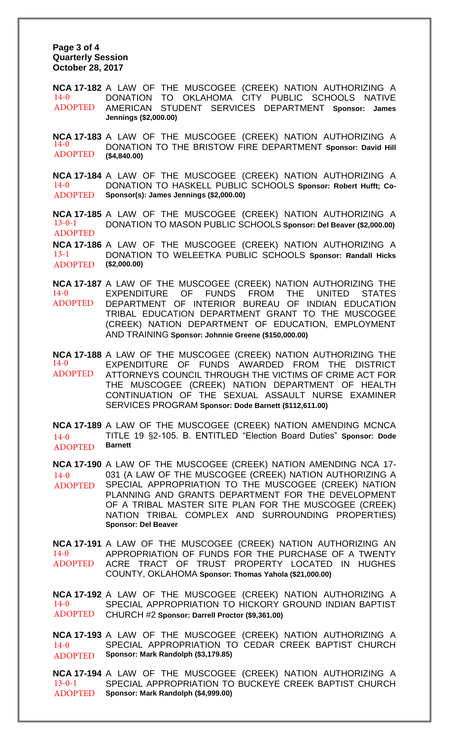**Page 3 of 4**
**Quarterly Session**
**October 28, 2017**

**NCA 17-182** A LAW OF THE MUSCOGEE (CREEK) NATION AUTHORIZING A DONATION TO OKLAHOMA CITY PUBLIC SCHOOLS NATIVE AMERICAN STUDENT SERVICES DEPARTMENT **Sponsor: James Jennings ($2,000.00)**
14-0
ADOPTED

**NCA 17-183** A LAW OF THE MUSCOGEE (CREEK) NATION AUTHORIZING A DONATION TO THE BRISTOW FIRE DEPARTMENT **Sponsor: David Hill ($4,840.00)**
14-0
ADOPTED

**NCA 17-184** A LAW OF THE MUSCOGEE (CREEK) NATION AUTHORIZING A DONATION TO HASKELL PUBLIC SCHOOLS **Sponsor: Robert Hufft; Co-Sponsor(s): James Jennings ($2,000.00)**
14-0
ADOPTED

**NCA 17-185** A LAW OF THE MUSCOGEE (CREEK) NATION AUTHORIZING A DONATION TO MASON PUBLIC SCHOOLS **Sponsor: Del Beaver ($2,000.00)**
13-0-1
ADOPTED

**NCA 17-186** A LAW OF THE MUSCOGEE (CREEK) NATION AUTHORIZING A DONATION TO WELEETKA PUBLIC SCHOOLS **Sponsor: Randall Hicks ($2,000.00)**
13-1
ADOPTED

**NCA 17-187** A LAW OF THE MUSCOGEE (CREEK) NATION AUTHORIZING THE EXPENDITURE OF FUNDS FROM THE UNITED STATES DEPARTMENT OF INTERIOR BUREAU OF INDIAN EDUCATION TRIBAL EDUCATION DEPARTMENT GRANT TO THE MUSCOGEE (CREEK) NATION DEPARTMENT OF EDUCATION, EMPLOYMENT AND TRAINING **Sponsor: Johnnie Greene ($150,000.00)**
14-0
ADOPTED

**NCA 17-188** A LAW OF THE MUSCOGEE (CREEK) NATION AUTHORIZING THE EXPENDITURE OF FUNDS AWARDED FROM THE DISTRICT ATTORNEYS COUNCIL THROUGH THE VICTIMS OF CRIME ACT FOR THE MUSCOGEE (CREEK) NATION DEPARTMENT OF HEALTH CONTINUATION OF THE SEXUAL ASSAULT NURSE EXAMINER SERVICES PROGRAM **Sponsor: Dode Barnett ($112,611.00)**
14-0
ADOPTED

**NCA 17-189** A LAW OF THE MUSCOGEE (CREEK) NATION AMENDING MCNCA TITLE 19 §2-105. B. ENTITLED "Election Board Duties" **Sponsor: Dode Barnett**
14-0
ADOPTED

**NCA 17-190** A LAW OF THE MUSCOGEE (CREEK) NATION AMENDING NCA 17-031 (A LAW OF THE MUSCOGEE (CREEK) NATION AUTHORIZING A SPECIAL APPROPRIATION TO THE MUSCOGEE (CREEK) NATION PLANNING AND GRANTS DEPARTMENT FOR THE DEVELOPMENT OF A TRIBAL MASTER SITE PLAN FOR THE MUSCOGEE (CREEK) NATION TRIBAL COMPLEX AND SURROUNDING PROPERTIES) **Sponsor: Del Beaver**
14-0
ADOPTED

**NCA 17-191** A LAW OF THE MUSCOGEE (CREEK) NATION AUTHORIZING AN APPROPRIATION OF FUNDS FOR THE PURCHASE OF A TWENTY ACRE TRACT OF TRUST PROPERTY LOCATED IN HUGHES COUNTY, OKLAHOMA **Sponsor: Thomas Yahola ($21,000.00)**
14-0
ADOPTED

**NCA 17-192** A LAW OF THE MUSCOGEE (CREEK) NATION AUTHORIZING A SPECIAL APPROPRIATION TO HICKORY GROUND INDIAN BAPTIST CHURCH #2 **Sponsor: Darrell Proctor ($9,361.00)**
14-0
ADOPTED

**NCA 17-193** A LAW OF THE MUSCOGEE (CREEK) NATION AUTHORIZING A SPECIAL APPROPRIATION TO CEDAR CREEK BAPTIST CHURCH **Sponsor: Mark Randolph ($3,179.85)**
14-0
ADOPTED

**NCA 17-194** A LAW OF THE MUSCOGEE (CREEK) NATION AUTHORIZING A SPECIAL APPROPRIATION TO BUCKEYE CREEK BAPTIST CHURCH **Sponsor: Mark Randolph ($4,999.00)**
13-0-1
ADOPTED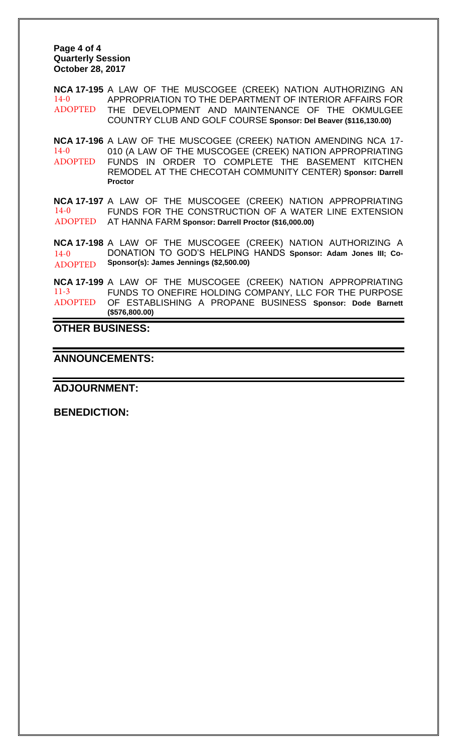**NCA 17-195** A LAW OF THE MUSCOGEE (CREEK) NATION AUTHORIZING AN APPROPRIATION TO THE DEPARTMENT OF INTERIOR AFFAIRS FOR THE DEVELOPMENT AND MAINTENANCE OF THE OKMULGEE COUNTRY CLUB AND GOLF COURSE **Sponsor: Del Beaver ($116,130.00)**
14-0
ADOPTED

**NCA 17-196** A LAW OF THE MUSCOGEE (CREEK) NATION AMENDING NCA 17-010 (A LAW OF THE MUSCOGEE (CREEK) NATION APPROPRIATING FUNDS IN ORDER TO COMPLETE THE BASEMENT KITCHEN REMODEL AT THE CHECOTAH COMMUNITY CENTER) **Sponsor: Darrell Proctor**
14-0
ADOPTED

**NCA 17-197** A LAW OF THE MUSCOGEE (CREEK) NATION APPROPRIATING FUNDS FOR THE CONSTRUCTION OF A WATER LINE EXTENSION AT HANNA FARM **Sponsor: Darrell Proctor ($16,000.00)**
14-0
ADOPTED

**NCA 17-198** A LAW OF THE MUSCOGEE (CREEK) NATION AUTHORIZING A DONATION TO GOD'S HELPING HANDS **Sponsor: Adam Jones III; Co-Sponsor(s): James Jennings ($2,500.00)**
14-0
ADOPTED

**NCA 17-199** A LAW OF THE MUSCOGEE (CREEK) NATION APPROPRIATING FUNDS TO ONEFIRE HOLDING COMPANY, LLC FOR THE PURPOSE OF ESTABLISHING A PROPANE BUSINESS **Sponsor: Dode Barnett ($576,800.00)**
11-3
ADOPTED

## OTHER BUSINESS:

## ANNOUNCEMENTS:

## ADJOURNMENT:

## BENEDICTION: